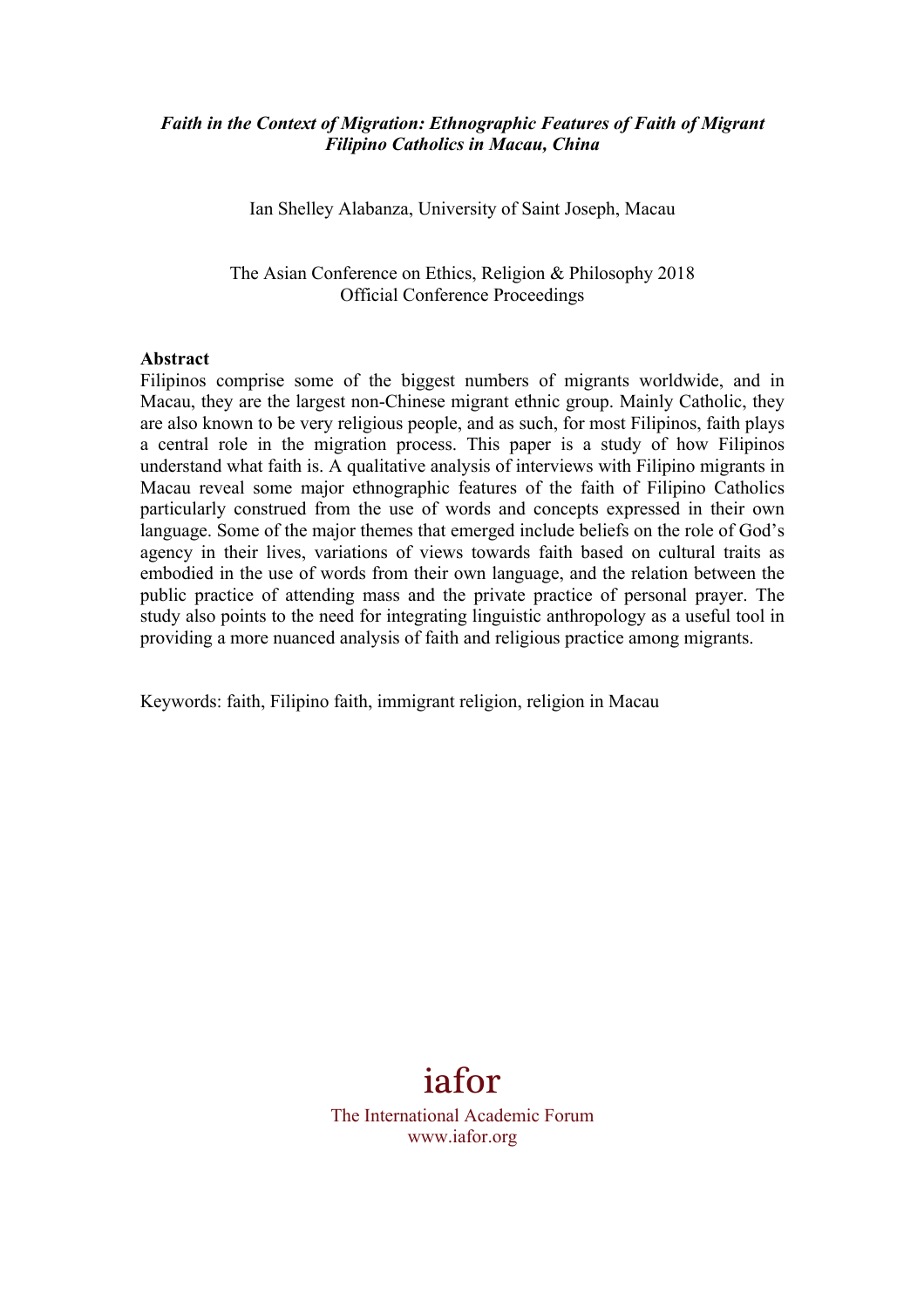***Faith in the Context of Migration: Ethnographic Features of Faith of Migrant Filipino Catholics in Macau, China***

Ian Shelley Alabanza, University of Saint Joseph, Macau

The Asian Conference on Ethics, Religion & Philosophy 2018
Official Conference Proceedings

**Abstract**

Filipinos comprise some of the biggest numbers of migrants worldwide, and in Macau, they are the largest non-Chinese migrant ethnic group. Mainly Catholic, they are also known to be very religious people, and as such, for most Filipinos, faith plays a central role in the migration process. This paper is a study of how Filipinos understand what faith is. A qualitative analysis of interviews with Filipino migrants in Macau reveal some major ethnographic features of the faith of Filipino Catholics particularly construed from the use of words and concepts expressed in their own language. Some of the major themes that emerged include beliefs on the role of God's agency in their lives, variations of views towards faith based on cultural traits as embodied in the use of words from their own language, and the relation between the public practice of attending mass and the private practice of personal prayer. The study also points to the need for integrating linguistic anthropology as a useful tool in providing a more nuanced analysis of faith and religious practice among migrants.

Keywords: faith, Filipino faith, immigrant religion, religion in Macau

iafor

The International Academic Forum
www.iafor.org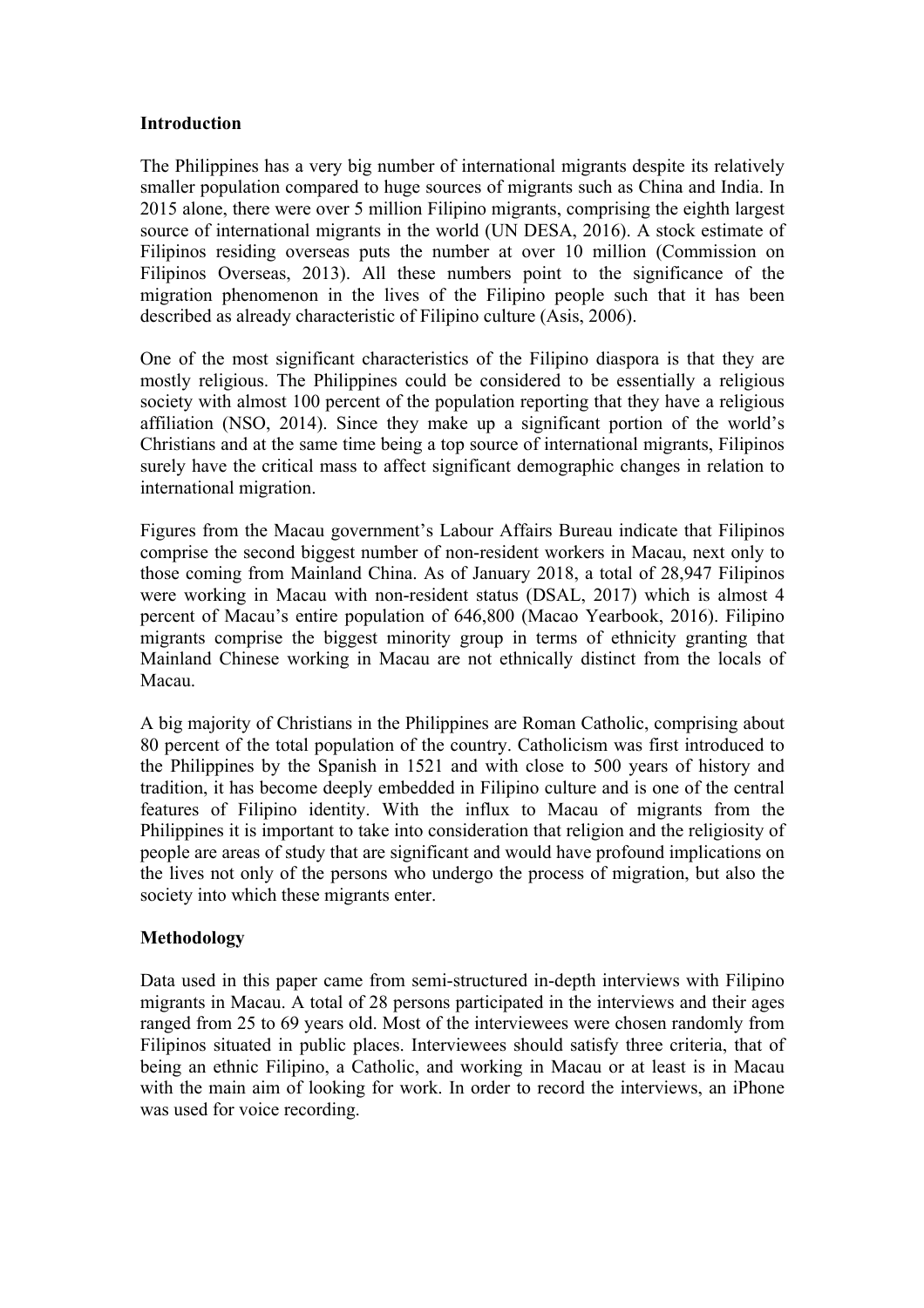**Introduction**

The Philippines has a very big number of international migrants despite its relatively smaller population compared to huge sources of migrants such as China and India. In 2015 alone, there were over 5 million Filipino migrants, comprising the eighth largest source of international migrants in the world (UN DESA, 2016). A stock estimate of Filipinos residing overseas puts the number at over 10 million (Commission on Filipinos Overseas, 2013). All these numbers point to the significance of the migration phenomenon in the lives of the Filipino people such that it has been described as already characteristic of Filipino culture (Asis, 2006).

One of the most significant characteristics of the Filipino diaspora is that they are mostly religious. The Philippines could be considered to be essentially a religious society with almost 100 percent of the population reporting that they have a religious affiliation (NSO, 2014). Since they make up a significant portion of the world's Christians and at the same time being a top source of international migrants, Filipinos surely have the critical mass to affect significant demographic changes in relation to international migration.

Figures from the Macau government's Labour Affairs Bureau indicate that Filipinos comprise the second biggest number of non-resident workers in Macau, next only to those coming from Mainland China. As of January 2018, a total of 28,947 Filipinos were working in Macau with non-resident status (DSAL, 2017) which is almost 4 percent of Macau's entire population of 646,800 (Macao Yearbook, 2016). Filipino migrants comprise the biggest minority group in terms of ethnicity granting that Mainland Chinese working in Macau are not ethnically distinct from the locals of Macau.

A big majority of Christians in the Philippines are Roman Catholic, comprising about 80 percent of the total population of the country. Catholicism was first introduced to the Philippines by the Spanish in 1521 and with close to 500 years of history and tradition, it has become deeply embedded in Filipino culture and is one of the central features of Filipino identity. With the influx to Macau of migrants from the Philippines it is important to take into consideration that religion and the religiosity of people are areas of study that are significant and would have profound implications on the lives not only of the persons who undergo the process of migration, but also the society into which these migrants enter.

**Methodology**

Data used in this paper came from semi-structured in-depth interviews with Filipino migrants in Macau. A total of 28 persons participated in the interviews and their ages ranged from 25 to 69 years old. Most of the interviewees were chosen randomly from Filipinos situated in public places. Interviewees should satisfy three criteria, that of being an ethnic Filipino, a Catholic, and working in Macau or at least is in Macau with the main aim of looking for work. In order to record the interviews, an iPhone was used for voice recording.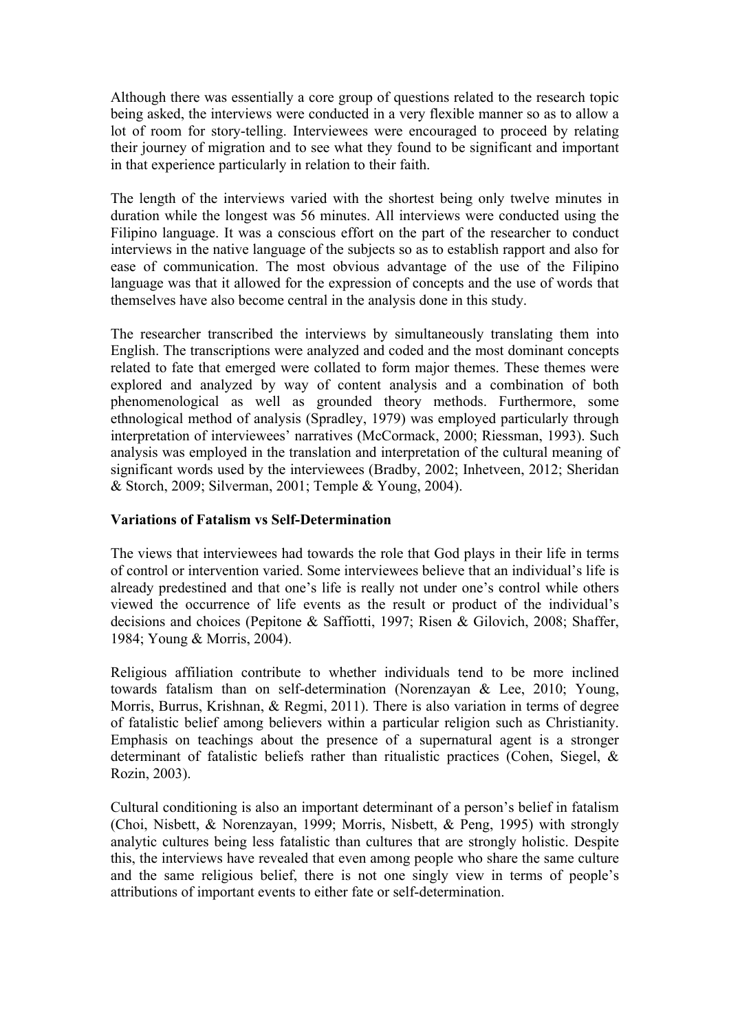Although there was essentially a core group of questions related to the research topic being asked, the interviews were conducted in a very flexible manner so as to allow a lot of room for story-telling. Interviewees were encouraged to proceed by relating their journey of migration and to see what they found to be significant and important in that experience particularly in relation to their faith.

The length of the interviews varied with the shortest being only twelve minutes in duration while the longest was 56 minutes. All interviews were conducted using the Filipino language. It was a conscious effort on the part of the researcher to conduct interviews in the native language of the subjects so as to establish rapport and also for ease of communication. The most obvious advantage of the use of the Filipino language was that it allowed for the expression of concepts and the use of words that themselves have also become central in the analysis done in this study.

The researcher transcribed the interviews by simultaneously translating them into English. The transcriptions were analyzed and coded and the most dominant concepts related to fate that emerged were collated to form major themes. These themes were explored and analyzed by way of content analysis and a combination of both phenomenological as well as grounded theory methods. Furthermore, some ethnological method of analysis (Spradley, 1979) was employed particularly through interpretation of interviewees' narratives (McCormack, 2000; Riessman, 1993). Such analysis was employed in the translation and interpretation of the cultural meaning of significant words used by the interviewees (Bradby, 2002; Inhetveen, 2012; Sheridan & Storch, 2009; Silverman, 2001; Temple & Young, 2004).

**Variations of Fatalism vs Self-Determination**

The views that interviewees had towards the role that God plays in their life in terms of control or intervention varied. Some interviewees believe that an individual's life is already predestined and that one's life is really not under one's control while others viewed the occurrence of life events as the result or product of the individual's decisions and choices (Pepitone & Saffiotti, 1997; Risen & Gilovich, 2008; Shaffer, 1984; Young & Morris, 2004).

Religious affiliation contribute to whether individuals tend to be more inclined towards fatalism than on self-determination (Norenzayan & Lee, 2010; Young, Morris, Burrus, Krishnan, & Regmi, 2011). There is also variation in terms of degree of fatalistic belief among believers within a particular religion such as Christianity. Emphasis on teachings about the presence of a supernatural agent is a stronger determinant of fatalistic beliefs rather than ritualistic practices (Cohen, Siegel, & Rozin, 2003).

Cultural conditioning is also an important determinant of a person's belief in fatalism (Choi, Nisbett, & Norenzayan, 1999; Morris, Nisbett, & Peng, 1995) with strongly analytic cultures being less fatalistic than cultures that are strongly holistic. Despite this, the interviews have revealed that even among people who share the same culture and the same religious belief, there is not one singly view in terms of people's attributions of important events to either fate or self-determination.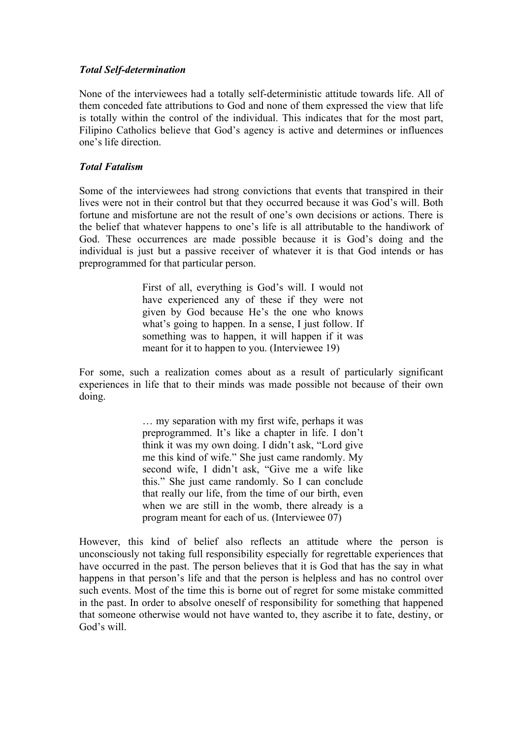### *Total Self-determination*

None of the interviewees had a totally self-deterministic attitude towards life. All of them conceded fate attributions to God and none of them expressed the view that life is totally within the control of the individual. This indicates that for the most part, Filipino Catholics believe that God's agency is active and determines or influences one's life direction.

### *Total Fatalism*

Some of the interviewees had strong convictions that events that transpired in their lives were not in their control but that they occurred because it was God's will. Both fortune and misfortune are not the result of one's own decisions or actions. There is the belief that whatever happens to one's life is all attributable to the handiwork of God. These occurrences are made possible because it is God's doing and the individual is just but a passive receiver of whatever it is that God intends or has preprogrammed for that particular person.

> First of all, everything is God's will. I would not have experienced any of these if they were not given by God because He's the one who knows what's going to happen. In a sense, I just follow. If something was to happen, it will happen if it was meant for it to happen to you. (Interviewee 19)

For some, such a realization comes about as a result of particularly significant experiences in life that to their minds was made possible not because of their own doing.

> … my separation with my first wife, perhaps it was preprogrammed. It's like a chapter in life. I don't think it was my own doing. I didn't ask, "Lord give me this kind of wife." She just came randomly. My second wife, I didn't ask, "Give me a wife like this." She just came randomly. So I can conclude that really our life, from the time of our birth, even when we are still in the womb, there already is a program meant for each of us. (Interviewee 07)

However, this kind of belief also reflects an attitude where the person is unconsciously not taking full responsibility especially for regrettable experiences that have occurred in the past. The person believes that it is God that has the say in what happens in that person's life and that the person is helpless and has no control over such events. Most of the time this is borne out of regret for some mistake committed in the past. In order to absolve oneself of responsibility for something that happened that someone otherwise would not have wanted to, they ascribe it to fate, destiny, or God's will.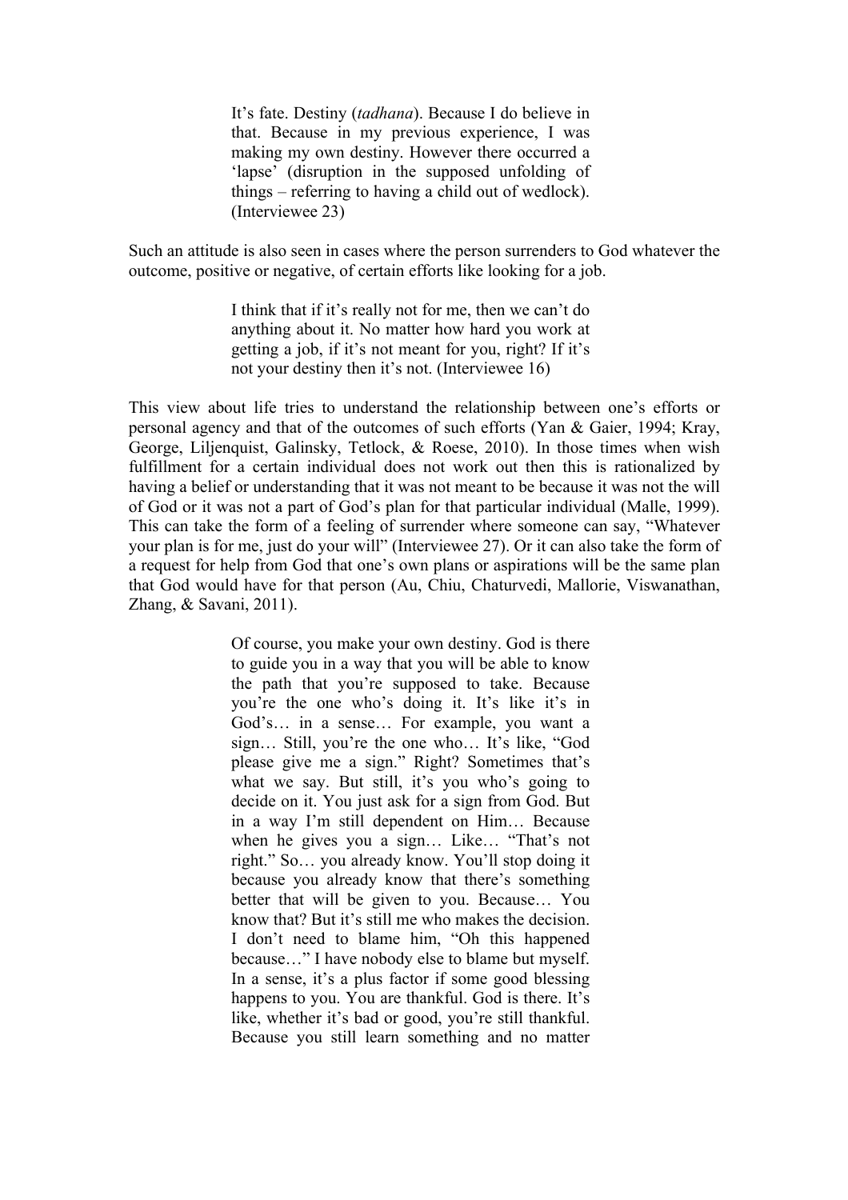> It's fate. Destiny (*tadhana*). Because I do believe in that. Because in my previous experience, I was making my own destiny. However there occurred a 'lapse' (disruption in the supposed unfolding of things – referring to having a child out of wedlock). (Interviewee 23)

Such an attitude is also seen in cases where the person surrenders to God whatever the outcome, positive or negative, of certain efforts like looking for a job.

> I think that if it's really not for me, then we can't do anything about it. No matter how hard you work at getting a job, if it's not meant for you, right? If it's not your destiny then it's not. (Interviewee 16)

This view about life tries to understand the relationship between one's efforts or personal agency and that of the outcomes of such efforts (Yan & Gaier, 1994; Kray, George, Liljenquist, Galinsky, Tetlock, & Roese, 2010). In those times when wish fulfillment for a certain individual does not work out then this is rationalized by having a belief or understanding that it was not meant to be because it was not the will of God or it was not a part of God's plan for that particular individual (Malle, 1999). This can take the form of a feeling of surrender where someone can say, "Whatever your plan is for me, just do your will" (Interviewee 27). Or it can also take the form of a request for help from God that one's own plans or aspirations will be the same plan that God would have for that person (Au, Chiu, Chaturvedi, Mallorie, Viswanathan, Zhang, & Savani, 2011).

> Of course, you make your own destiny. God is there to guide you in a way that you will be able to know the path that you're supposed to take. Because you're the one who's doing it. It's like it's in God's… in a sense… For example, you want a sign… Still, you're the one who… It's like, "God please give me a sign." Right? Sometimes that's what we say. But still, it's you who's going to decide on it. You just ask for a sign from God. But in a way I'm still dependent on Him… Because when he gives you a sign… Like… "That's not right." So… you already know. You'll stop doing it because you already know that there's something better that will be given to you. Because… You know that? But it's still me who makes the decision. I don't need to blame him, "Oh this happened because…" I have nobody else to blame but myself. In a sense, it's a plus factor if some good blessing happens to you. You are thankful. God is there. It's like, whether it's bad or good, you're still thankful. Because you still learn something and no matter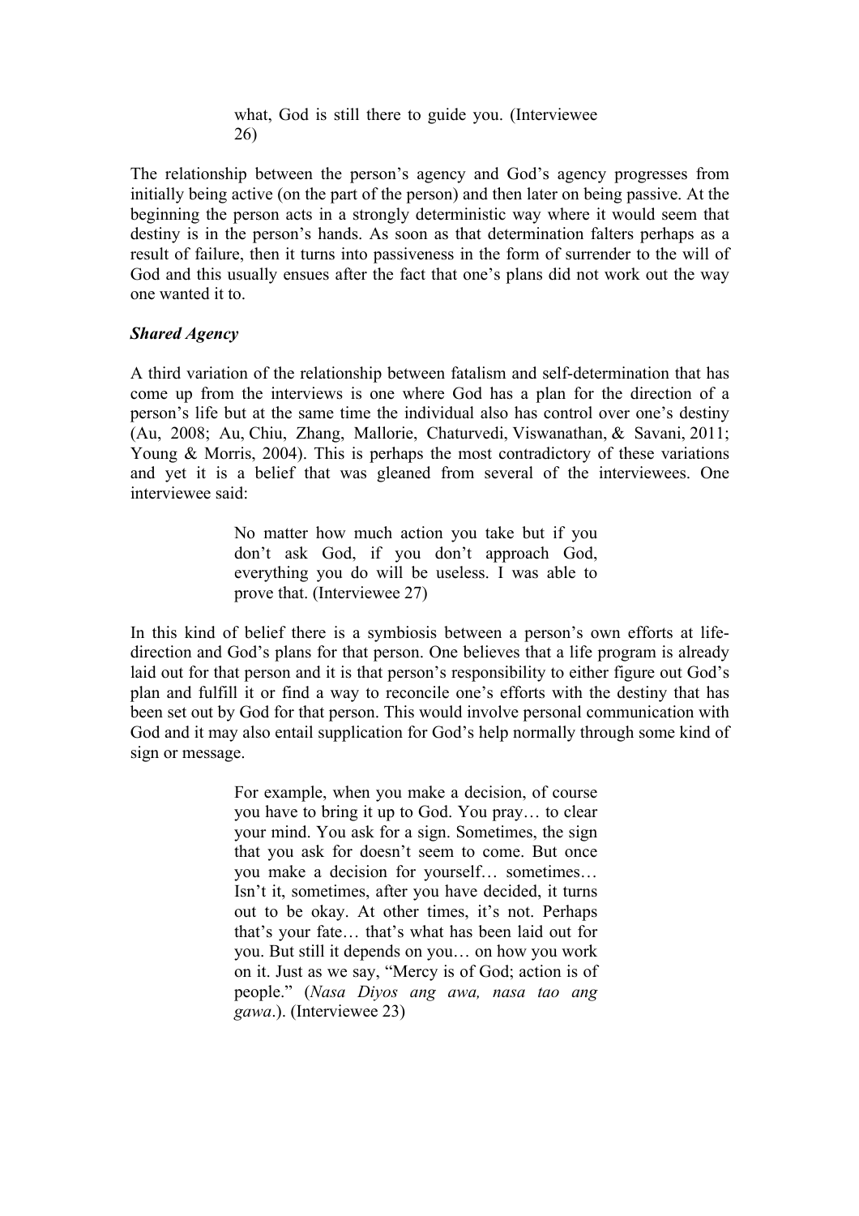> what, God is still there to guide you. (Interviewee 26)

The relationship between the person's agency and God's agency progresses from initially being active (on the part of the person) and then later on being passive. At the beginning the person acts in a strongly deterministic way where it would seem that destiny is in the person's hands. As soon as that determination falters perhaps as a result of failure, then it turns into passiveness in the form of surrender to the will of God and this usually ensues after the fact that one's plans did not work out the way one wanted it to.

### ***Shared Agency***

A third variation of the relationship between fatalism and self-determination that has come up from the interviews is one where God has a plan for the direction of a person's life but at the same time the individual also has control over one's destiny (Au, 2008; Au, Chiu, Zhang, Mallorie, Chaturvedi, Viswanathan, & Savani, 2011; Young & Morris, 2004). This is perhaps the most contradictory of these variations and yet it is a belief that was gleaned from several of the interviewees. One interviewee said:

> No matter how much action you take but if you don't ask God, if you don't approach God, everything you do will be useless. I was able to prove that. (Interviewee 27)

In this kind of belief there is a symbiosis between a person's own efforts at life-direction and God's plans for that person. One believes that a life program is already laid out for that person and it is that person's responsibility to either figure out God's plan and fulfill it or find a way to reconcile one's efforts with the destiny that has been set out by God for that person. This would involve personal communication with God and it may also entail supplication for God's help normally through some kind of sign or message.

> For example, when you make a decision, of course you have to bring it up to God. You pray… to clear your mind. You ask for a sign. Sometimes, the sign that you ask for doesn't seem to come. But once you make a decision for yourself… sometimes… Isn't it, sometimes, after you have decided, it turns out to be okay. At other times, it's not. Perhaps that's your fate… that's what has been laid out for you. But still it depends on you… on how you work on it. Just as we say, "Mercy is of God; action is of people." (*Nasa Diyos ang awa, nasa tao ang gawa*.). (Interviewee 23)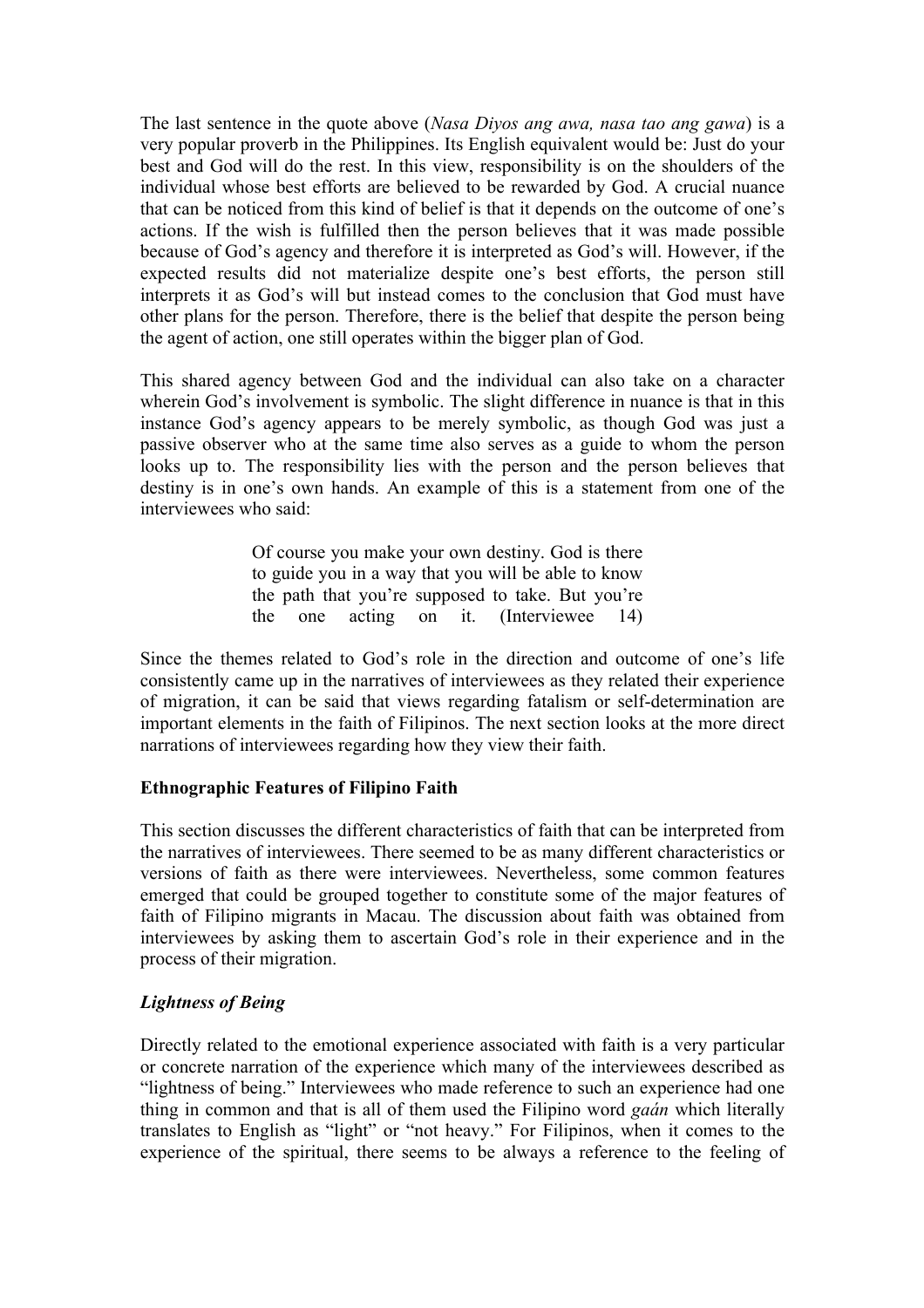The last sentence in the quote above (*Nasa Diyos ang awa, nasa tao ang gawa*) is a very popular proverb in the Philippines. Its English equivalent would be: Just do your best and God will do the rest. In this view, responsibility is on the shoulders of the individual whose best efforts are believed to be rewarded by God. A crucial nuance that can be noticed from this kind of belief is that it depends on the outcome of one's actions. If the wish is fulfilled then the person believes that it was made possible because of God's agency and therefore it is interpreted as God's will. However, if the expected results did not materialize despite one's best efforts, the person still interprets it as God's will but instead comes to the conclusion that God must have other plans for the person. Therefore, there is the belief that despite the person being the agent of action, one still operates within the bigger plan of God.

This shared agency between God and the individual can also take on a character wherein God's involvement is symbolic. The slight difference in nuance is that in this instance God's agency appears to be merely symbolic, as though God was just a passive observer who at the same time also serves as a guide to whom the person looks up to. The responsibility lies with the person and the person believes that destiny is in one's own hands. An example of this is a statement from one of the interviewees who said:

> Of course you make your own destiny. God is there to guide you in a way that you will be able to know the path that you're supposed to take. But you're the one acting on it. (Interviewee 14)

Since the themes related to God's role in the direction and outcome of one's life consistently came up in the narratives of interviewees as they related their experience of migration, it can be said that views regarding fatalism or self-determination are important elements in the faith of Filipinos. The next section looks at the more direct narrations of interviewees regarding how they view their faith.

**Ethnographic Features of Filipino Faith**

This section discusses the different characteristics of faith that can be interpreted from the narratives of interviewees. There seemed to be as many different characteristics or versions of faith as there were interviewees. Nevertheless, some common features emerged that could be grouped together to constitute some of the major features of faith of Filipino migrants in Macau. The discussion about faith was obtained from interviewees by asking them to ascertain God's role in their experience and in the process of their migration.

***Lightness of Being***

Directly related to the emotional experience associated with faith is a very particular or concrete narration of the experience which many of the interviewees described as "lightness of being." Interviewees who made reference to such an experience had one thing in common and that is all of them used the Filipino word *gaán* which literally translates to English as "light" or "not heavy." For Filipinos, when it comes to the experience of the spiritual, there seems to be always a reference to the feeling of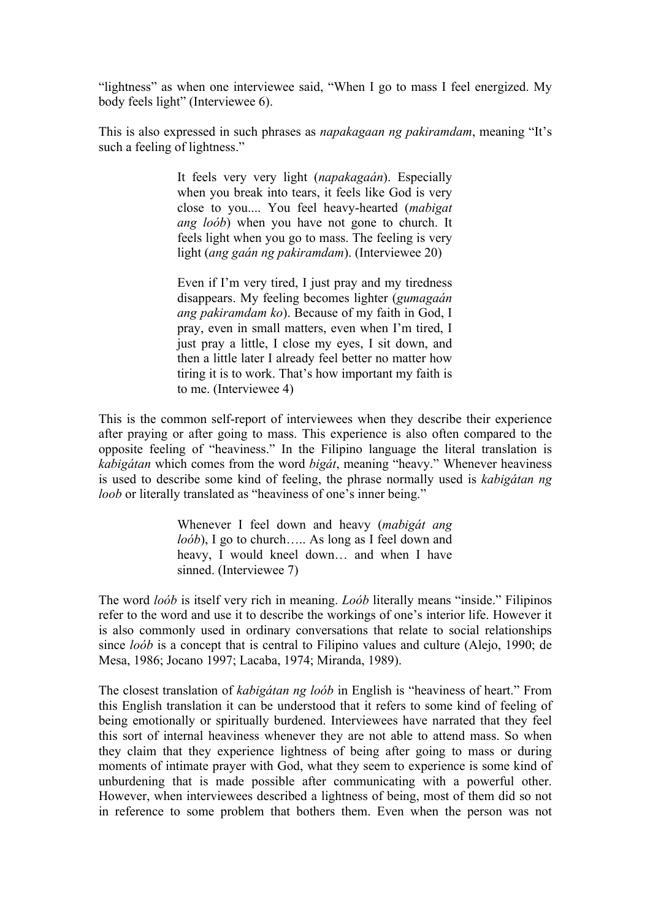"lightness" as when one interviewee said, "When I go to mass I feel energized. My body feels light" (Interviewee 6).

This is also expressed in such phrases as *napakagaan ng pakiramdam*, meaning "It's such a feeling of lightness."

> It feels very very light (*napakagaán*). Especially when you break into tears, it feels like God is very close to you.... You feel heavy-hearted (*mabigat ang loób*) when you have not gone to church. It feels light when you go to mass. The feeling is very light (*ang gaán ng pakiramdam*). (Interviewee 20)
>
> Even if I'm very tired, I just pray and my tiredness disappears. My feeling becomes lighter (*gumagaán ang pakiramdam ko*). Because of my faith in God, I pray, even in small matters, even when I'm tired, I just pray a little, I close my eyes, I sit down, and then a little later I already feel better no matter how tiring it is to work. That's how important my faith is to me. (Interviewee 4)

This is the common self-report of interviewees when they describe their experience after praying or after going to mass. This experience is also often compared to the opposite feeling of "heaviness." In the Filipino language the literal translation is *kabigátan* which comes from the word *bigát*, meaning "heavy." Whenever heaviness is used to describe some kind of feeling, the phrase normally used is *kabigátan ng loob* or literally translated as "heaviness of one's inner being."

> Whenever I feel down and heavy (*mabigát ang loób*), I go to church….. As long as I feel down and heavy, I would kneel down… and when I have sinned. (Interviewee 7)

The word *loób* is itself very rich in meaning. *Loób* literally means "inside." Filipinos refer to the word and use it to describe the workings of one's interior life. However it is also commonly used in ordinary conversations that relate to social relationships since *loób* is a concept that is central to Filipino values and culture (Alejo, 1990; de Mesa, 1986; Jocano 1997; Lacaba, 1974; Miranda, 1989).

The closest translation of *kabigátan ng loób* in English is "heaviness of heart." From this English translation it can be understood that it refers to some kind of feeling of being emotionally or spiritually burdened. Interviewees have narrated that they feel this sort of internal heaviness whenever they are not able to attend mass. So when they claim that they experience lightness of being after going to mass or during moments of intimate prayer with God, what they seem to experience is some kind of unburdening that is made possible after communicating with a powerful other. However, when interviewees described a lightness of being, most of them did so not in reference to some problem that bothers them. Even when the person was not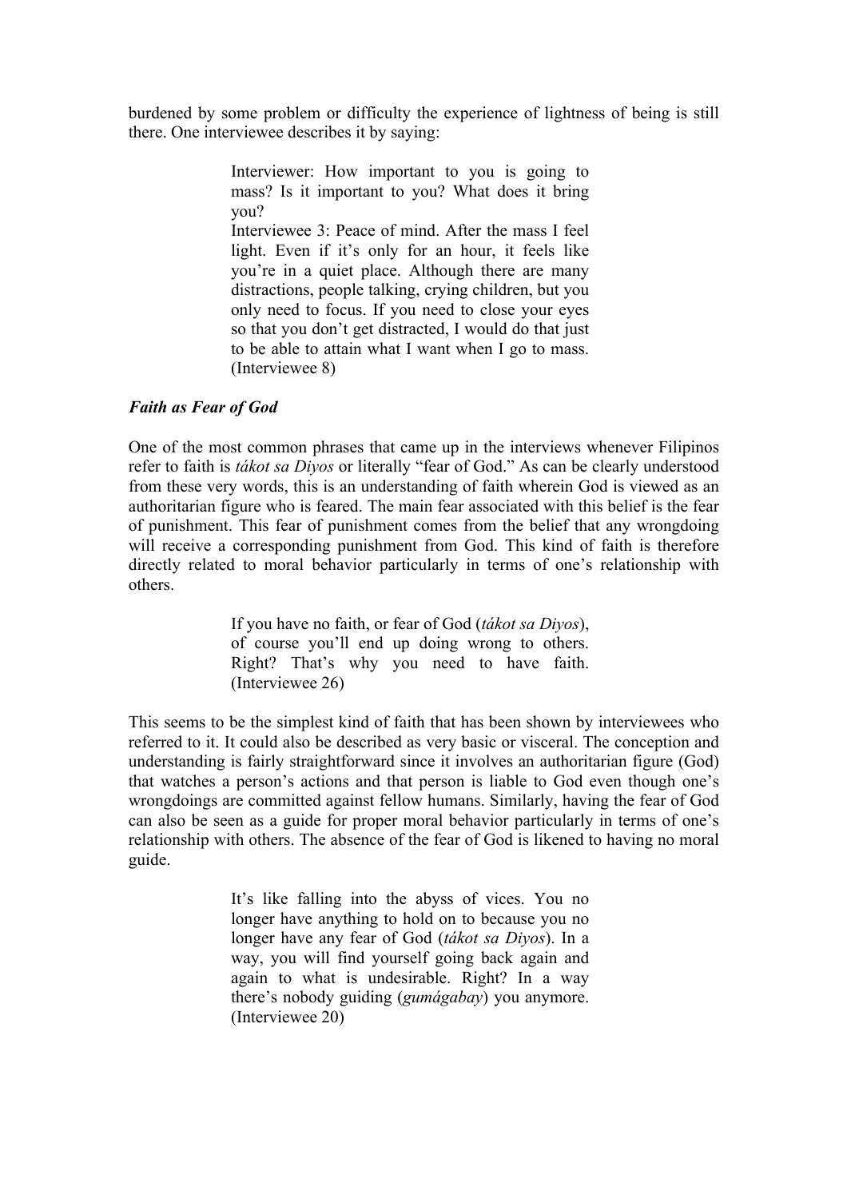burdened by some problem or difficulty the experience of lightness of being is still there. One interviewee describes it by saying:

> Interviewer: How important to you is going to mass? Is it important to you? What does it bring you?
> Interviewee 3: Peace of mind. After the mass I feel light. Even if it's only for an hour, it feels like you're in a quiet place. Although there are many distractions, people talking, crying children, but you only need to focus. If you need to close your eyes so that you don't get distracted, I would do that just to be able to attain what I want when I go to mass. (Interviewee 8)

### *Faith as Fear of God*

One of the most common phrases that came up in the interviews whenever Filipinos refer to faith is *tákot sa Diyos* or literally "fear of God." As can be clearly understood from these very words, this is an understanding of faith wherein God is viewed as an authoritarian figure who is feared. The main fear associated with this belief is the fear of punishment. This fear of punishment comes from the belief that any wrongdoing will receive a corresponding punishment from God. This kind of faith is therefore directly related to moral behavior particularly in terms of one's relationship with others.

> If you have no faith, or fear of God (*tákot sa Diyos*), of course you'll end up doing wrong to others. Right? That's why you need to have faith. (Interviewee 26)

This seems to be the simplest kind of faith that has been shown by interviewees who referred to it. It could also be described as very basic or visceral. The conception and understanding is fairly straightforward since it involves an authoritarian figure (God) that watches a person's actions and that person is liable to God even though one's wrongdoings are committed against fellow humans. Similarly, having the fear of God can also be seen as a guide for proper moral behavior particularly in terms of one's relationship with others. The absence of the fear of God is likened to having no moral guide.

> It's like falling into the abyss of vices. You no longer have anything to hold on to because you no longer have any fear of God (*tákot sa Diyos*). In a way, you will find yourself going back again and again to what is undesirable. Right? In a way there's nobody guiding (*gumágabay*) you anymore. (Interviewee 20)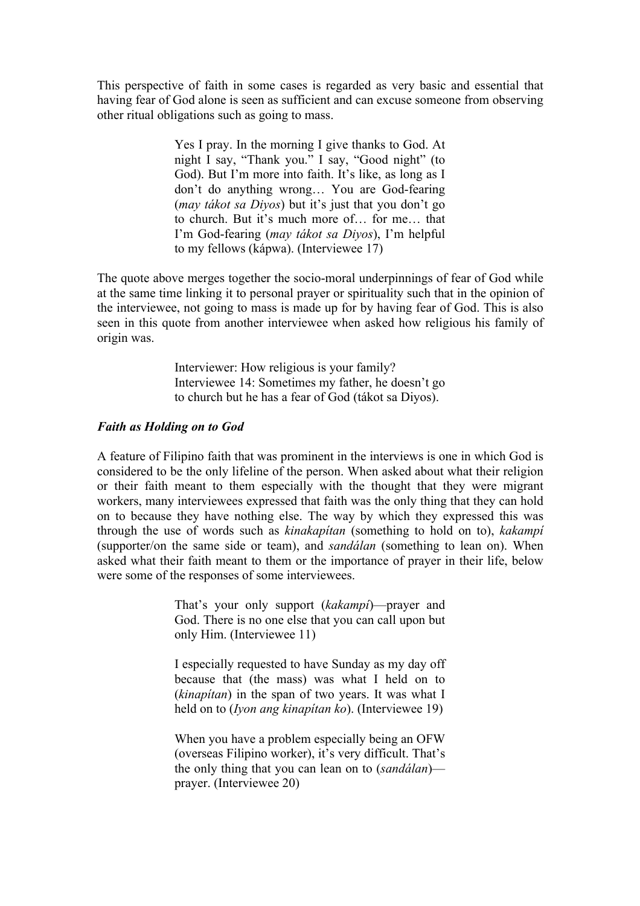This perspective of faith in some cases is regarded as very basic and essential that having fear of God alone is seen as sufficient and can excuse someone from observing other ritual obligations such as going to mass.

> Yes I pray. In the morning I give thanks to God. At night I say, "Thank you." I say, "Good night" (to God). But I'm more into faith. It's like, as long as I don't do anything wrong… You are God-fearing (*may tákot sa Diyos*) but it's just that you don't go to church. But it's much more of… for me… that I'm God-fearing (*may tákot sa Diyos*), I'm helpful to my fellows (kápwa). (Interviewee 17)

The quote above merges together the socio-moral underpinnings of fear of God while at the same time linking it to personal prayer or spirituality such that in the opinion of the interviewee, not going to mass is made up for by having fear of God. This is also seen in this quote from another interviewee when asked how religious his family of origin was.

> Interviewer: How religious is your family?
> Interviewee 14: Sometimes my father, he doesn't go to church but he has a fear of God (tákot sa Diyos).

### *Faith as Holding on to God*

A feature of Filipino faith that was prominent in the interviews is one in which God is considered to be the only lifeline of the person. When asked about what their religion or their faith meant to them especially with the thought that they were migrant workers, many interviewees expressed that faith was the only thing that they can hold on to because they have nothing else. The way by which they expressed this was through the use of words such as *kinakapítan* (something to hold on to), *kakampí* (supporter/on the same side or team), and *sandálan* (something to lean on). When asked what their faith meant to them or the importance of prayer in their life, below were some of the responses of some interviewees.

> That's your only support (*kakampí*)—prayer and God. There is no one else that you can call upon but only Him. (Interviewee 11)

> I especially requested to have Sunday as my day off because that (the mass) was what I held on to (*kinapítan*) in the span of two years. It was what I held on to (*Iyon ang kinapítan ko*). (Interviewee 19)

> When you have a problem especially being an OFW (overseas Filipino worker), it's very difficult. That's the only thing that you can lean on to (*sandálan*)—prayer. (Interviewee 20)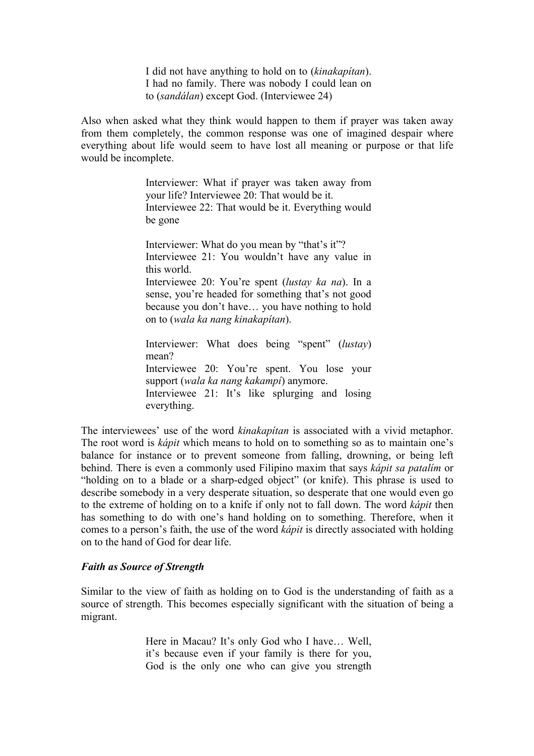> I did not have anything to hold on to (*kinakapítan*). I had no family. There was nobody I could lean on to (*sandálan*) except God. (Interviewee 24)

Also when asked what they think would happen to them if prayer was taken away from them completely, the common response was one of imagined despair where everything about life would seem to have lost all meaning or purpose or that life would be incomplete.

> Interviewer: What if prayer was taken away from your life? Interviewee 20: That would be it.
> Interviewee 22: That would be it. Everything would be gone
>
> Interviewer: What do you mean by "that's it"?
> Interviewee 21: You wouldn't have any value in this world.
> Interviewee 20: You're spent (*lustay ka na*). In a sense, you're headed for something that's not good because you don't have… you have nothing to hold on to (*wala ka nang kinakapítan*).
>
> Interviewer: What does being "spent" (*lustay*) mean?
> Interviewee 20: You're spent. You lose your support (*wala ka nang kakampí*) anymore.
> Interviewee 21: It's like splurging and losing everything.

The interviewees' use of the word *kinakapítan* is associated with a vivid metaphor. The root word is *kápit* which means to hold on to something so as to maintain one's balance for instance or to prevent someone from falling, drowning, or being left behind. There is even a commonly used Filipino maxim that says *kápit sa patalím* or "holding on to a blade or a sharp-edged object" (or knife). This phrase is used to describe somebody in a very desperate situation, so desperate that one would even go to the extreme of holding on to a knife if only not to fall down. The word *kápit* then has something to do with one's hand holding on to something. Therefore, when it comes to a person's faith, the use of the word *kápit* is directly associated with holding on to the hand of God for dear life.

### *Faith as Source of Strength*

Similar to the view of faith as holding on to God is the understanding of faith as a source of strength. This becomes especially significant with the situation of being a migrant.

> Here in Macau? It's only God who I have… Well, it's because even if your family is there for you, God is the only one who can give you strength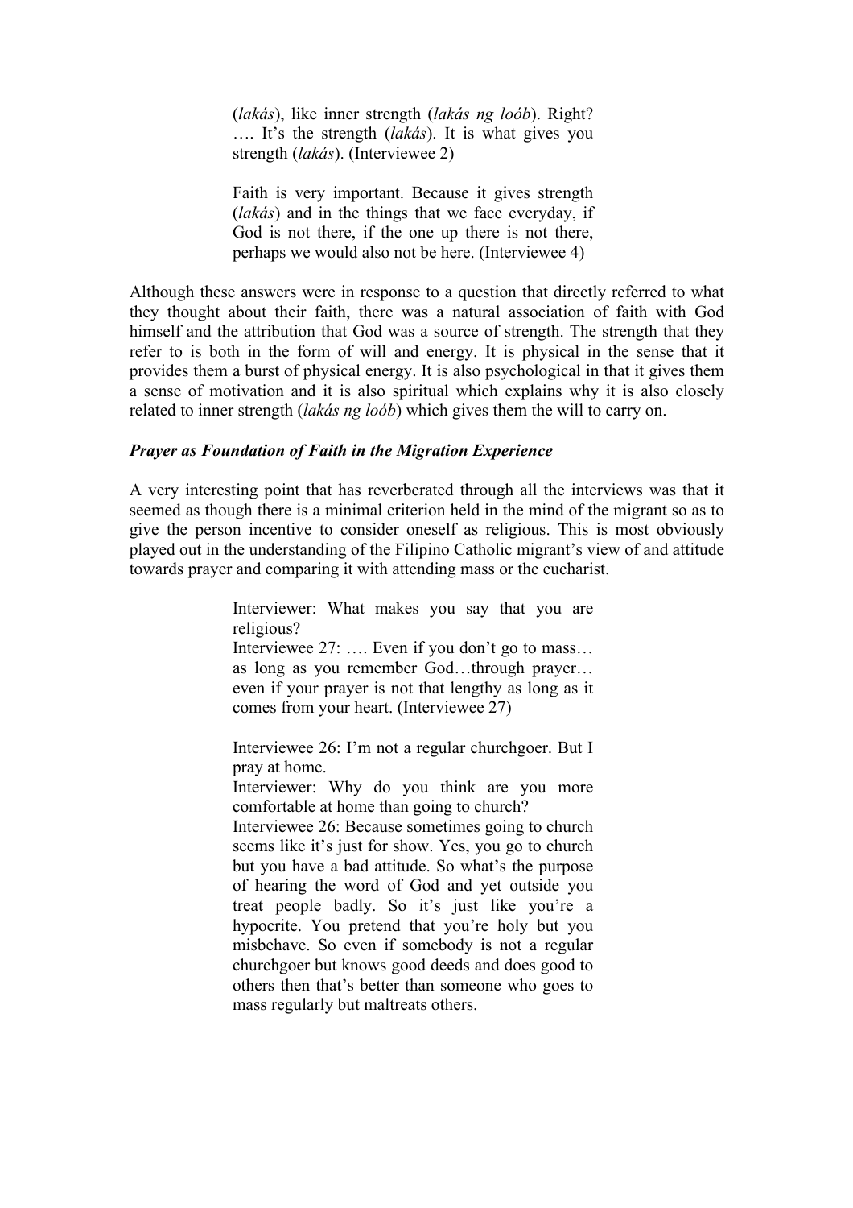(*lakás*), like inner strength (*lakás ng loób*). Right? …. It's the strength (*lakás*). It is what gives you strength (*lakás*). (Interviewee 2)

> Faith is very important. Because it gives strength (*lakás*) and in the things that we face everyday, if God is not there, if the one up there is not there, perhaps we would also not be here. (Interviewee 4)

Although these answers were in response to a question that directly referred to what they thought about their faith, there was a natural association of faith with God himself and the attribution that God was a source of strength. The strength that they refer to is both in the form of will and energy. It is physical in the sense that it provides them a burst of physical energy. It is also psychological in that it gives them a sense of motivation and it is also spiritual which explains why it is also closely related to inner strength (*lakás ng loób*) which gives them the will to carry on.

### *Prayer as Foundation of Faith in the Migration Experience*

A very interesting point that has reverberated through all the interviews was that it seemed as though there is a minimal criterion held in the mind of the migrant so as to give the person incentive to consider oneself as religious. This is most obviously played out in the understanding of the Filipino Catholic migrant's view of and attitude towards prayer and comparing it with attending mass or the eucharist.

> Interviewer: What makes you say that you are religious?
> Interviewee 27: …. Even if you don't go to mass… as long as you remember God…through prayer… even if your prayer is not that lengthy as long as it comes from your heart. (Interviewee 27)

> Interviewee 26: I'm not a regular churchgoer. But I pray at home.
> Interviewer: Why do you think are you more comfortable at home than going to church?
> Interviewee 26: Because sometimes going to church seems like it's just for show. Yes, you go to church but you have a bad attitude. So what's the purpose of hearing the word of God and yet outside you treat people badly. So it's just like you're a hypocrite. You pretend that you're holy but you misbehave. So even if somebody is not a regular churchgoer but knows good deeds and does good to others then that's better than someone who goes to mass regularly but maltreats others.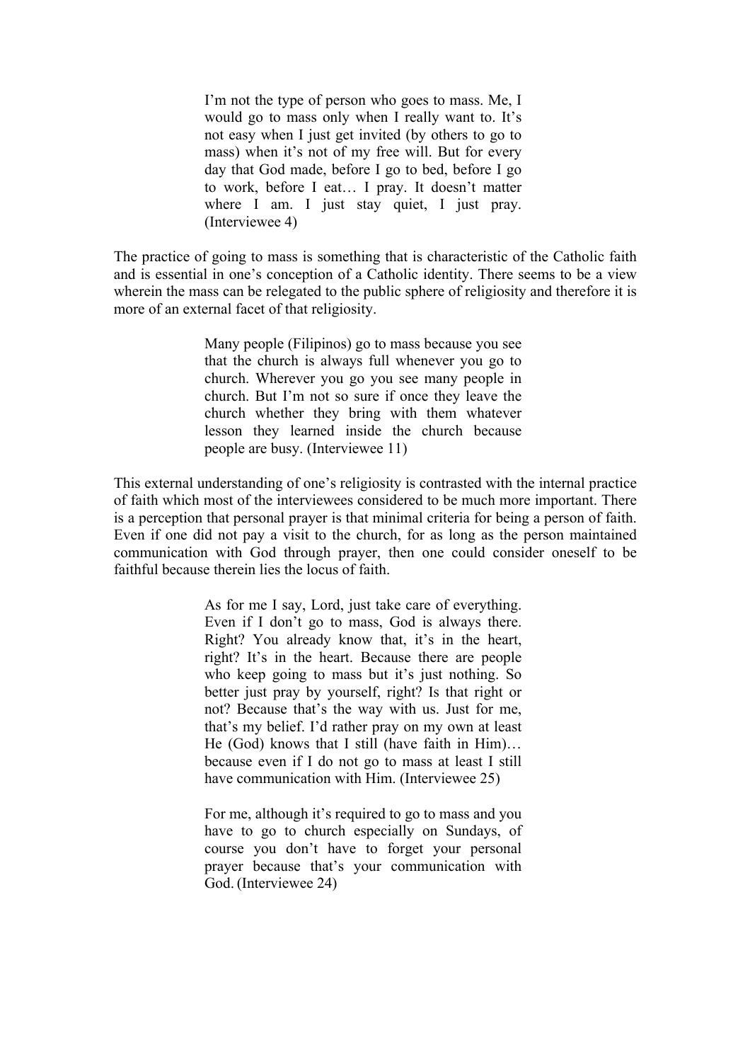> I'm not the type of person who goes to mass. Me, I would go to mass only when I really want to. It's not easy when I just get invited (by others to go to mass) when it's not of my free will. But for every day that God made, before I go to bed, before I go to work, before I eat… I pray. It doesn't matter where I am. I just stay quiet, I just pray. (Interviewee 4)

The practice of going to mass is something that is characteristic of the Catholic faith and is essential in one's conception of a Catholic identity. There seems to be a view wherein the mass can be relegated to the public sphere of religiosity and therefore it is more of an external facet of that religiosity.

> Many people (Filipinos) go to mass because you see that the church is always full whenever you go to church. Wherever you go you see many people in church. But I'm not so sure if once they leave the church whether they bring with them whatever lesson they learned inside the church because people are busy. (Interviewee 11)

This external understanding of one's religiosity is contrasted with the internal practice of faith which most of the interviewees considered to be much more important. There is a perception that personal prayer is that minimal criteria for being a person of faith. Even if one did not pay a visit to the church, for as long as the person maintained communication with God through prayer, then one could consider oneself to be faithful because therein lies the locus of faith.

> As for me I say, Lord, just take care of everything. Even if I don't go to mass, God is always there. Right? You already know that, it's in the heart, right? It's in the heart. Because there are people who keep going to mass but it's just nothing. So better just pray by yourself, right? Is that right or not? Because that's the way with us. Just for me, that's my belief. I'd rather pray on my own at least He (God) knows that I still (have faith in Him)… because even if I do not go to mass at least I still have communication with Him. (Interviewee 25)

> For me, although it's required to go to mass and you have to go to church especially on Sundays, of course you don't have to forget your personal prayer because that's your communication with God. (Interviewee 24)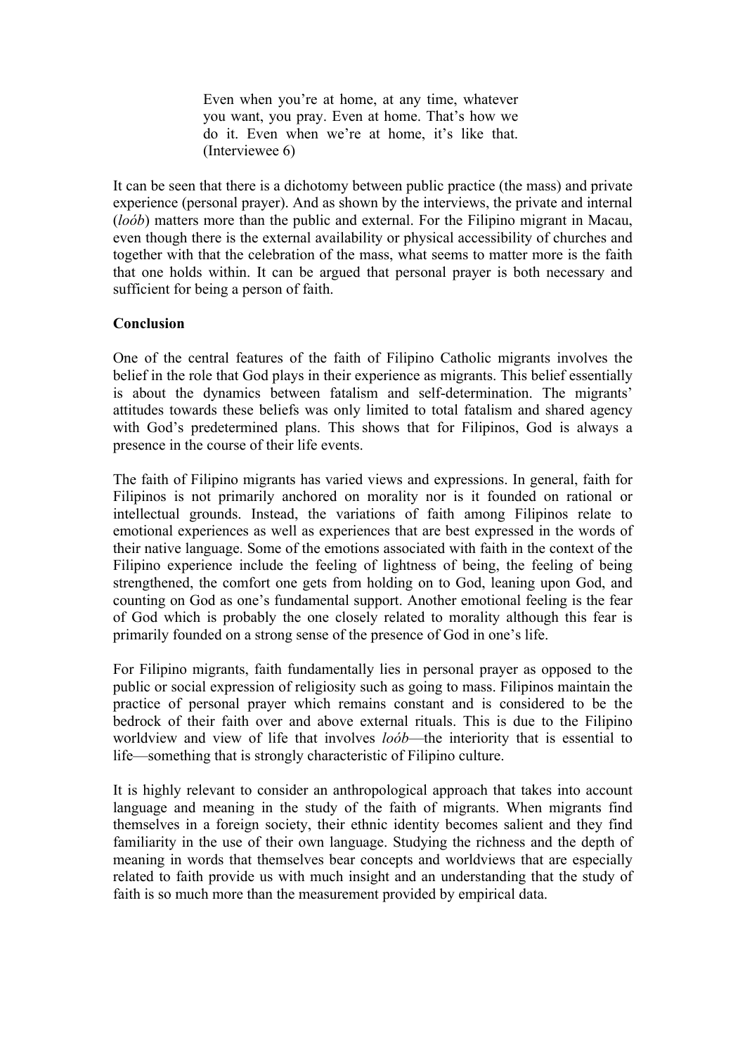> Even when you're at home, at any time, whatever you want, you pray. Even at home. That's how we do it. Even when we're at home, it's like that. (Interviewee 6)

It can be seen that there is a dichotomy between public practice (the mass) and private experience (personal prayer). And as shown by the interviews, the private and internal (*loób*) matters more than the public and external. For the Filipino migrant in Macau, even though there is the external availability or physical accessibility of churches and together with that the celebration of the mass, what seems to matter more is the faith that one holds within. It can be argued that personal prayer is both necessary and sufficient for being a person of faith.

**Conclusion**

One of the central features of the faith of Filipino Catholic migrants involves the belief in the role that God plays in their experience as migrants. This belief essentially is about the dynamics between fatalism and self-determination. The migrants' attitudes towards these beliefs was only limited to total fatalism and shared agency with God's predetermined plans. This shows that for Filipinos, God is always a presence in the course of their life events.

The faith of Filipino migrants has varied views and expressions. In general, faith for Filipinos is not primarily anchored on morality nor is it founded on rational or intellectual grounds. Instead, the variations of faith among Filipinos relate to emotional experiences as well as experiences that are best expressed in the words of their native language. Some of the emotions associated with faith in the context of the Filipino experience include the feeling of lightness of being, the feeling of being strengthened, the comfort one gets from holding on to God, leaning upon God, and counting on God as one's fundamental support. Another emotional feeling is the fear of God which is probably the one closely related to morality although this fear is primarily founded on a strong sense of the presence of God in one's life.

For Filipino migrants, faith fundamentally lies in personal prayer as opposed to the public or social expression of religiosity such as going to mass. Filipinos maintain the practice of personal prayer which remains constant and is considered to be the bedrock of their faith over and above external rituals. This is due to the Filipino worldview and view of life that involves *loób*—the interiority that is essential to life—something that is strongly characteristic of Filipino culture.

It is highly relevant to consider an anthropological approach that takes into account language and meaning in the study of the faith of migrants. When migrants find themselves in a foreign society, their ethnic identity becomes salient and they find familiarity in the use of their own language. Studying the richness and the depth of meaning in words that themselves bear concepts and worldviews that are especially related to faith provide us with much insight and an understanding that the study of faith is so much more than the measurement provided by empirical data.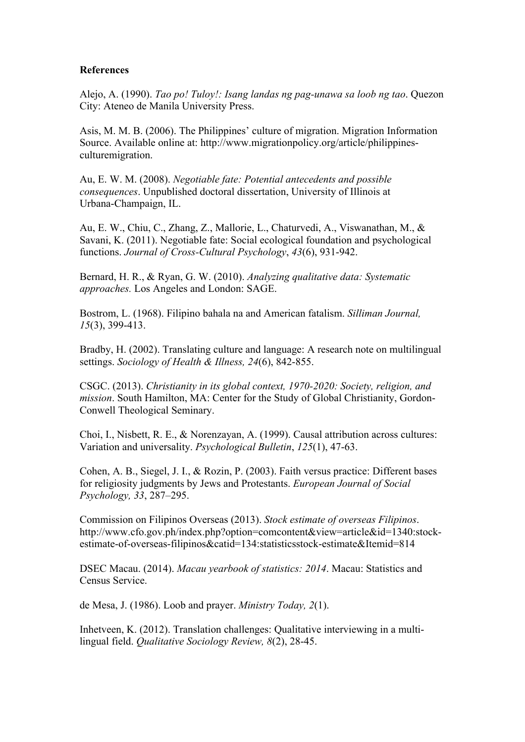**References**

Alejo, A. (1990). *Tao po! Tuloy!: Isang landas ng pag-unawa sa loob ng tao*. Quezon City: Ateneo de Manila University Press.

Asis, M. M. B. (2006). The Philippines' culture of migration. Migration Information Source. Available online at: http://www.migrationpolicy.org/article/philippines-culturemigration.

Au, E. W. M. (2008). *Negotiable fate: Potential antecedents and possible consequences*. Unpublished doctoral dissertation, University of Illinois at Urbana-Champaign, IL.

Au, E. W., Chiu, C., Zhang, Z., Mallorie, L., Chaturvedi, A., Viswanathan, M., & Savani, K. (2011). Negotiable fate: Social ecological foundation and psychological functions. *Journal of Cross-Cultural Psychology*, *43*(6), 931-942.

Bernard, H. R., & Ryan, G. W. (2010). *Analyzing qualitative data: Systematic approaches.* Los Angeles and London: SAGE.

Bostrom, L. (1968). Filipino bahala na and American fatalism. *Silliman Journal, 15*(3), 399-413.

Bradby, H. (2002). Translating culture and language: A research note on multilingual settings. *Sociology of Health & Illness, 24*(6), 842-855.

CSGC. (2013). *Christianity in its global context, 1970-2020: Society, religion, and mission*. South Hamilton, MA: Center for the Study of Global Christianity, Gordon-Conwell Theological Seminary.

Choi, I., Nisbett, R. E., & Norenzayan, A. (1999). Causal attribution across cultures: Variation and universality. *Psychological Bulletin*, *125*(1), 47-63.

Cohen, A. B., Siegel, J. I., & Rozin, P. (2003). Faith versus practice: Different bases for religiosity judgments by Jews and Protestants. *European Journal of Social Psychology, 33*, 287–295.

Commission on Filipinos Overseas (2013). *Stock estimate of overseas Filipinos*. http://www.cfo.gov.ph/index.php?option=comcontent&view=article&id=1340:stock-estimate-of-overseas-filipinos&catid=134:statisticsstock-estimate&Itemid=814

DSEC Macau. (2014). *Macau yearbook of statistics: 2014*. Macau: Statistics and Census Service.

de Mesa, J. (1986). Loob and prayer. *Ministry Today, 2*(1).

Inhetveen, K. (2012). Translation challenges: Qualitative interviewing in a multi-lingual field. *Qualitative Sociology Review, 8*(2), 28-45.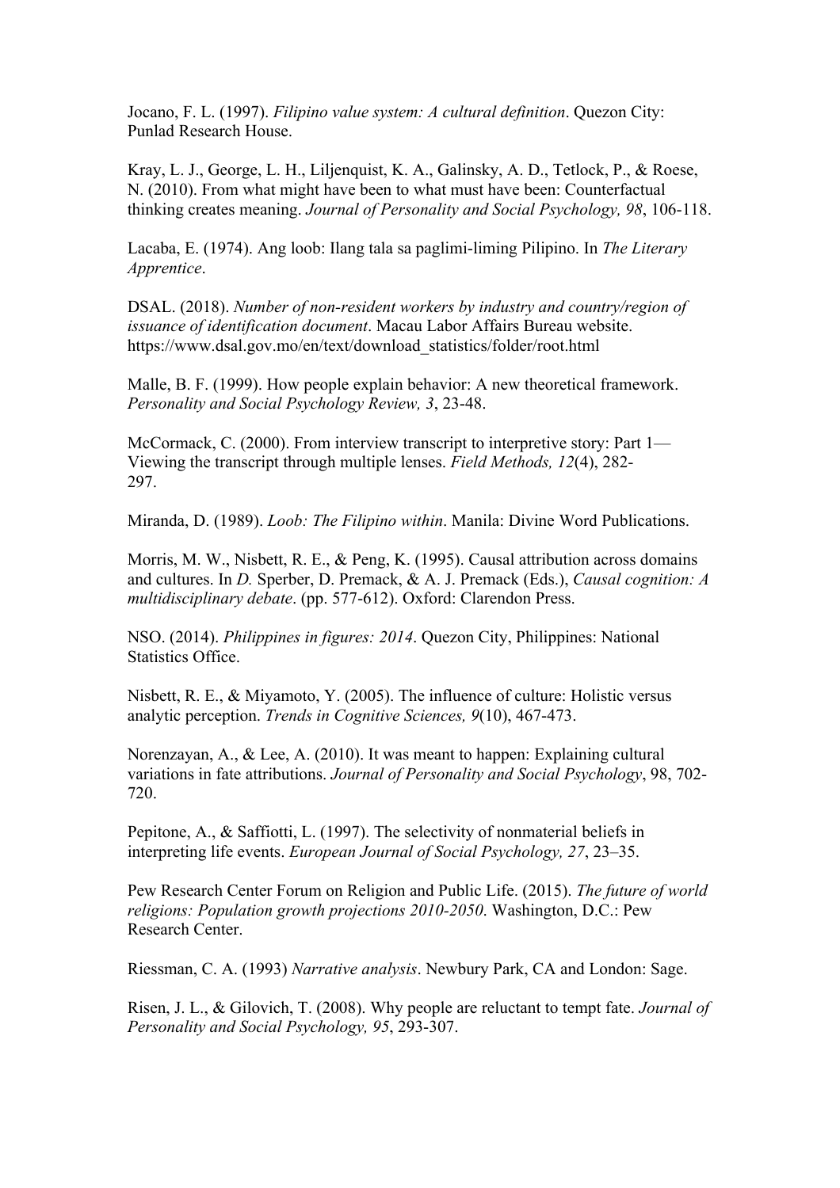Jocano, F. L. (1997). *Filipino value system: A cultural definition*. Quezon City: Punlad Research House.

Kray, L. J., George, L. H., Liljenquist, K. A., Galinsky, A. D., Tetlock, P., & Roese, N. (2010). From what might have been to what must have been: Counterfactual thinking creates meaning. *Journal of Personality and Social Psychology, 98*, 106-118.

Lacaba, E. (1974). Ang loob: Ilang tala sa paglimi-liming Pilipino. In *The Literary Apprentice*.

DSAL. (2018). *Number of non-resident workers by industry and country/region of issuance of identification document*. Macau Labor Affairs Bureau website. https://www.dsal.gov.mo/en/text/download_statistics/folder/root.html

Malle, B. F. (1999). How people explain behavior: A new theoretical framework. *Personality and Social Psychology Review, 3*, 23-48.

McCormack, C. (2000). From interview transcript to interpretive story: Part 1—Viewing the transcript through multiple lenses. *Field Methods, 12*(4), 282-297.

Miranda, D. (1989). *Loob: The Filipino within*. Manila: Divine Word Publications.

Morris, M. W., Nisbett, R. E., & Peng, K. (1995). Causal attribution across domains and cultures. In *D.* Sperber, D. Premack, & A. J. Premack (Eds.), *Causal cognition: A multidisciplinary debate*. (pp. 577-612). Oxford: Clarendon Press.

NSO. (2014). *Philippines in figures: 2014*. Quezon City, Philippines: National Statistics Office.

Nisbett, R. E., & Miyamoto, Y. (2005). The influence of culture: Holistic versus analytic perception. *Trends in Cognitive Sciences, 9*(10), 467-473.

Norenzayan, A., & Lee, A. (2010). It was meant to happen: Explaining cultural variations in fate attributions. *Journal of Personality and Social Psychology*, 98, 702-720.

Pepitone, A., & Saffiotti, L. (1997). The selectivity of nonmaterial beliefs in interpreting life events. *European Journal of Social Psychology, 27*, 23–35.

Pew Research Center Forum on Religion and Public Life. (2015). *The future of world religions: Population growth projections 2010-2050*. Washington, D.C.: Pew Research Center.

Riessman, C. A. (1993) *Narrative analysis*. Newbury Park, CA and London: Sage.

Risen, J. L., & Gilovich, T. (2008). Why people are reluctant to tempt fate. *Journal of Personality and Social Psychology, 95*, 293-307.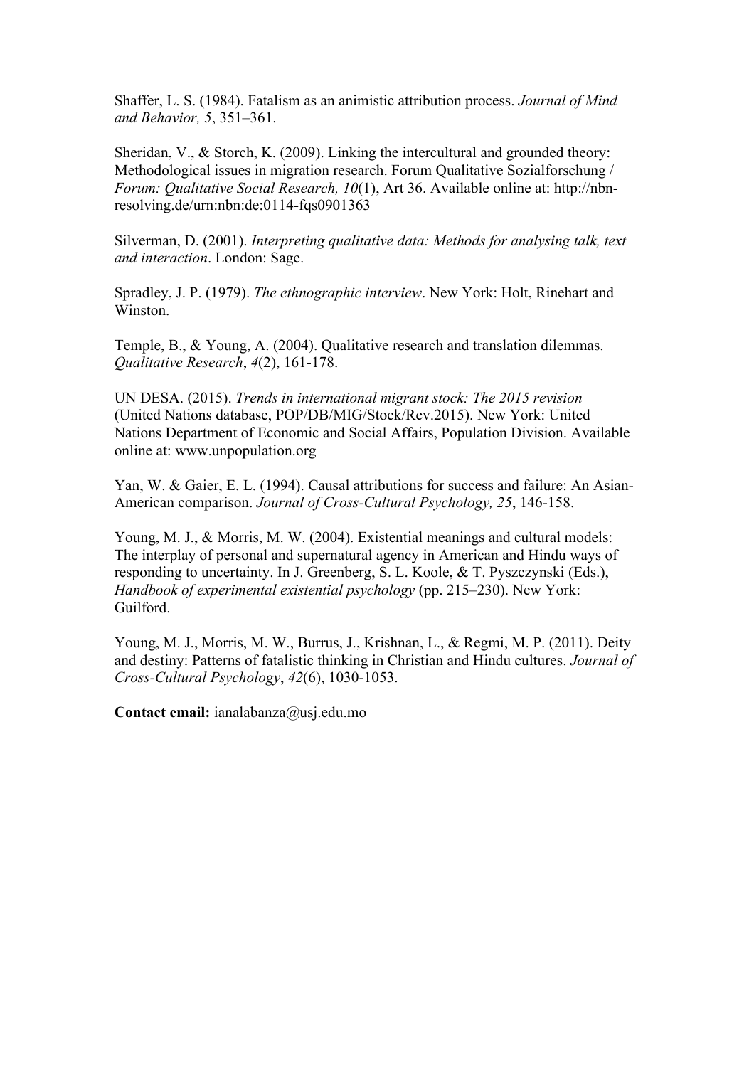Shaffer, L. S. (1984). Fatalism as an animistic attribution process. *Journal of Mind and Behavior, 5*, 351–361.

Sheridan, V., & Storch, K. (2009). Linking the intercultural and grounded theory: Methodological issues in migration research. Forum Qualitative Sozialforschung / *Forum: Qualitative Social Research, 10*(1), Art 36. Available online at: http://nbn-resolving.de/urn:nbn:de:0114-fqs0901363

Silverman, D. (2001). *Interpreting qualitative data: Methods for analysing talk, text and interaction*. London: Sage.

Spradley, J. P. (1979). *The ethnographic interview*. New York: Holt, Rinehart and Winston.

Temple, B., & Young, A. (2004). Qualitative research and translation dilemmas. *Qualitative Research*, *4*(2), 161-178.

UN DESA. (2015). *Trends in international migrant stock: The 2015 revision* (United Nations database, POP/DB/MIG/Stock/Rev.2015). New York: United Nations Department of Economic and Social Affairs, Population Division. Available online at: www.unpopulation.org

Yan, W. & Gaier, E. L. (1994). Causal attributions for success and failure: An Asian-American comparison. *Journal of Cross-Cultural Psychology, 25*, 146-158.

Young, M. J., & Morris, M. W. (2004). Existential meanings and cultural models: The interplay of personal and supernatural agency in American and Hindu ways of responding to uncertainty. In J. Greenberg, S. L. Koole, & T. Pyszczynski (Eds.), *Handbook of experimental existential psychology* (pp. 215–230). New York: Guilford.

Young, M. J., Morris, M. W., Burrus, J., Krishnan, L., & Regmi, M. P. (2011). Deity and destiny: Patterns of fatalistic thinking in Christian and Hindu cultures. *Journal of Cross-Cultural Psychology*, *42*(6), 1030-1053.

**Contact email:** ianalabanza@usj.edu.mo